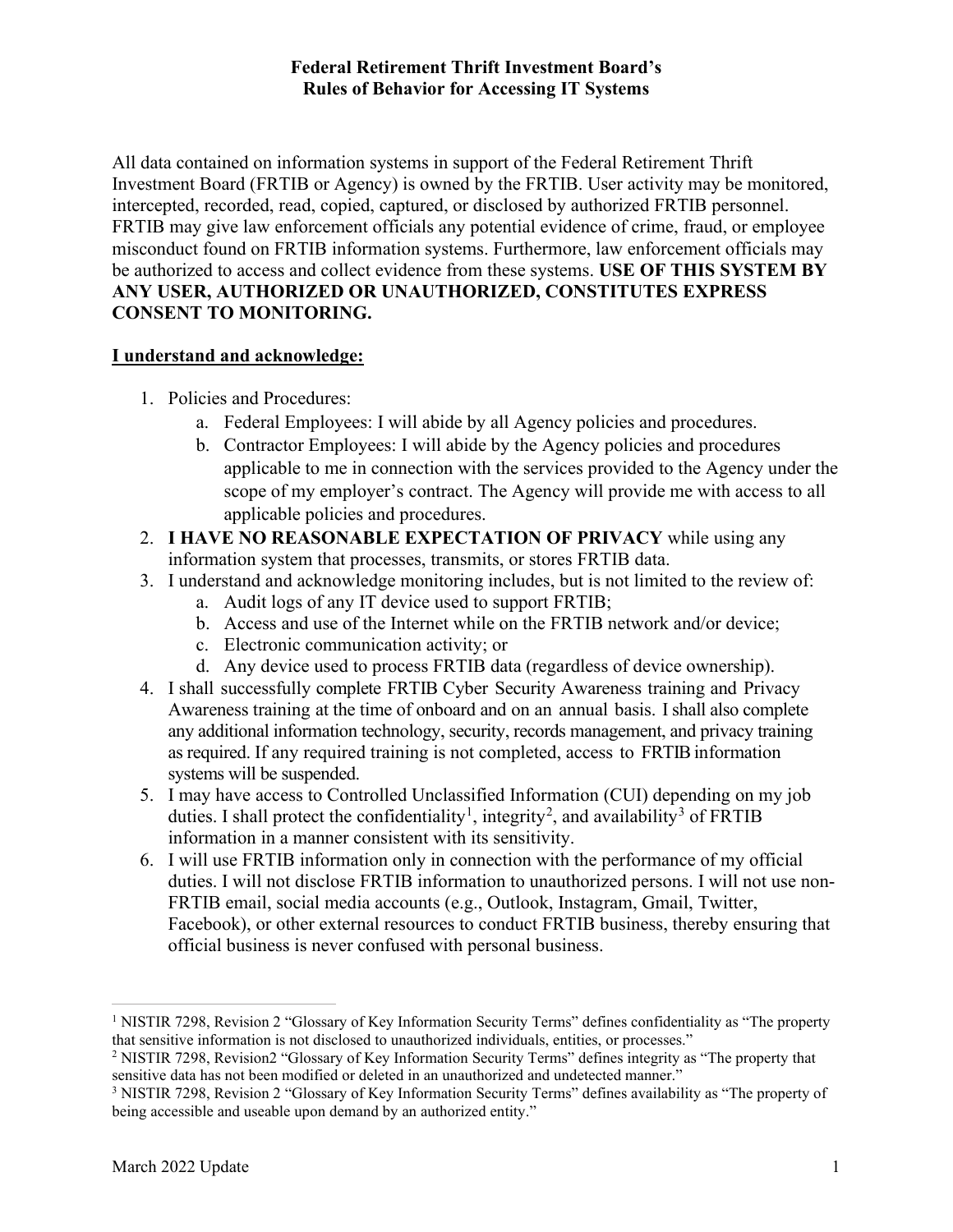# Federal Retirement Thrift Investment Board's Rules of Behavior for Accessing IT Systems

All data contained on information systems in support of the Federal Retirement Thrift Investment Board (FRTIB or Agency) is owned by the FRTIB. User activity may be monitored, intercepted, recorded, read, copied, captured, or disclosed by authorized FRTIB personnel. FRTIB may give law enforcement officials any potential evidence of crime, fraud, or employee misconduct found on FRTIB information systems. Furthermore, law enforcement officials may be authorized to access and collect evidence from these systems. **USE OF THIS SYSTEM BY ANY USER, AUTHORIZED OR UNAUTHORIZED, CONSTITUTES EXPRESS CONSENT TO MONITORING.**

## I understand and acknowledge:

1. Policies and Procedures:
   a. Federal Employees: I will abide by all Agency policies and procedures.
   b. Contractor Employees: I will abide by the Agency policies and procedures applicable to me in connection with the services provided to the Agency under the scope of my employer's contract. The Agency will provide me with access to all applicable policies and procedures.
2. **I HAVE NO REASONABLE EXPECTATION OF PRIVACY** while using any information system that processes, transmits, or stores FRTIB data.
3. I understand and acknowledge monitoring includes, but is not limited to the review of:
   a. Audit logs of any IT device used to support FRTIB;
   b. Access and use of the Internet while on the FRTIB network and/or device;
   c. Electronic communication activity; or
   d. Any device used to process FRTIB data (regardless of device ownership).
4. I shall successfully complete FRTIB Cyber Security Awareness training and Privacy Awareness training at the time of onboard and on an annual basis. I shall also complete any additional information technology, security, records management, and privacy training as required. If any required training is not completed, access to FRTIB information systems will be suspended.
5. I may have access to Controlled Unclassified Information (CUI) depending on my job duties. I shall protect the confidentiality[1], integrity[2], and availability[3] of FRTIB information in a manner consistent with its sensitivity.
6. I will use FRTIB information only in connection with the performance of my official duties. I will not disclose FRTIB information to unauthorized persons. I will not use non-FRTIB email, social media accounts (e.g., Outlook, Instagram, Gmail, Twitter, Facebook), or other external resources to conduct FRTIB business, thereby ensuring that official business is never confused with personal business.

---

[1] NISTIR 7298, Revision 2 "Glossary of Key Information Security Terms" defines confidentiality as "The property that sensitive information is not disclosed to unauthorized individuals, entities, or processes."

[2] NISTIR 7298, Revision2 "Glossary of Key Information Security Terms" defines integrity as "The property that sensitive data has not been modified or deleted in an unauthorized and undetected manner."

[3] NISTIR 7298, Revision 2 "Glossary of Key Information Security Terms" defines availability as "The property of being accessible and useable upon demand by an authorized entity."

March 2022 Update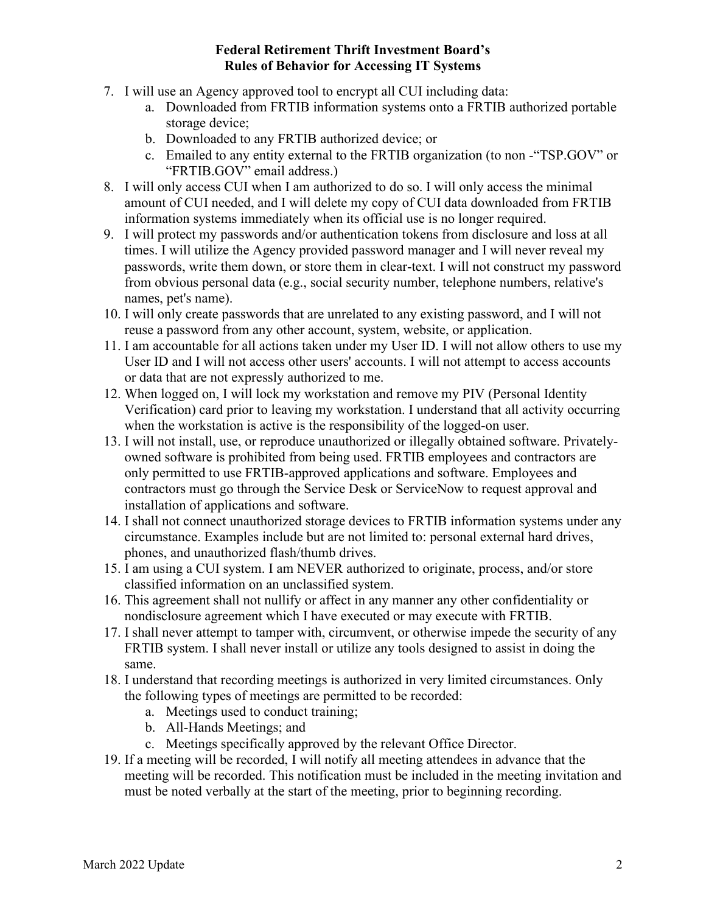7. I will use an Agency approved tool to encrypt all CUI including data:
   a. Downloaded from FRTIB information systems onto a FRTIB authorized portable storage device;
   b. Downloaded to any FRTIB authorized device; or
   c. Emailed to any entity external to the FRTIB organization (to non -"TSP.GOV" or "FRTIB.GOV" email address.)
8. I will only access CUI when I am authorized to do so. I will only access the minimal amount of CUI needed, and I will delete my copy of CUI data downloaded from FRTIB information systems immediately when its official use is no longer required.
9. I will protect my passwords and/or authentication tokens from disclosure and loss at all times. I will utilize the Agency provided password manager and I will never reveal my passwords, write them down, or store them in clear-text. I will not construct my password from obvious personal data (e.g., social security number, telephone numbers, relative's names, pet's name).
10. I will only create passwords that are unrelated to any existing password, and I will not reuse a password from any other account, system, website, or application.
11. I am accountable for all actions taken under my User ID. I will not allow others to use my User ID and I will not access other users' accounts. I will not attempt to access accounts or data that are not expressly authorized to me.
12. When logged on, I will lock my workstation and remove my PIV (Personal Identity Verification) card prior to leaving my workstation. I understand that all activity occurring when the workstation is active is the responsibility of the logged-on user.
13. I will not install, use, or reproduce unauthorized or illegally obtained software. Privately-owned software is prohibited from being used. FRTIB employees and contractors are only permitted to use FRTIB-approved applications and software. Employees and contractors must go through the Service Desk or ServiceNow to request approval and installation of applications and software.
14. I shall not connect unauthorized storage devices to FRTIB information systems under any circumstance. Examples include but are not limited to: personal external hard drives, phones, and unauthorized flash/thumb drives.
15. I am using a CUI system. I am NEVER authorized to originate, process, and/or store classified information on an unclassified system.
16. This agreement shall not nullify or affect in any manner any other confidentiality or nondisclosure agreement which I have executed or may execute with FRTIB.
17. I shall never attempt to tamper with, circumvent, or otherwise impede the security of any FRTIB system. I shall never install or utilize any tools designed to assist in doing the same.
18. I understand that recording meetings is authorized in very limited circumstances. Only the following types of meetings are permitted to be recorded:
    a. Meetings used to conduct training;
    b. All-Hands Meetings; and
    c. Meetings specifically approved by the relevant Office Director.
19. If a meeting will be recorded, I will notify all meeting attendees in advance that the meeting will be recorded. This notification must be included in the meeting invitation and must be noted verbally at the start of the meeting, prior to beginning recording.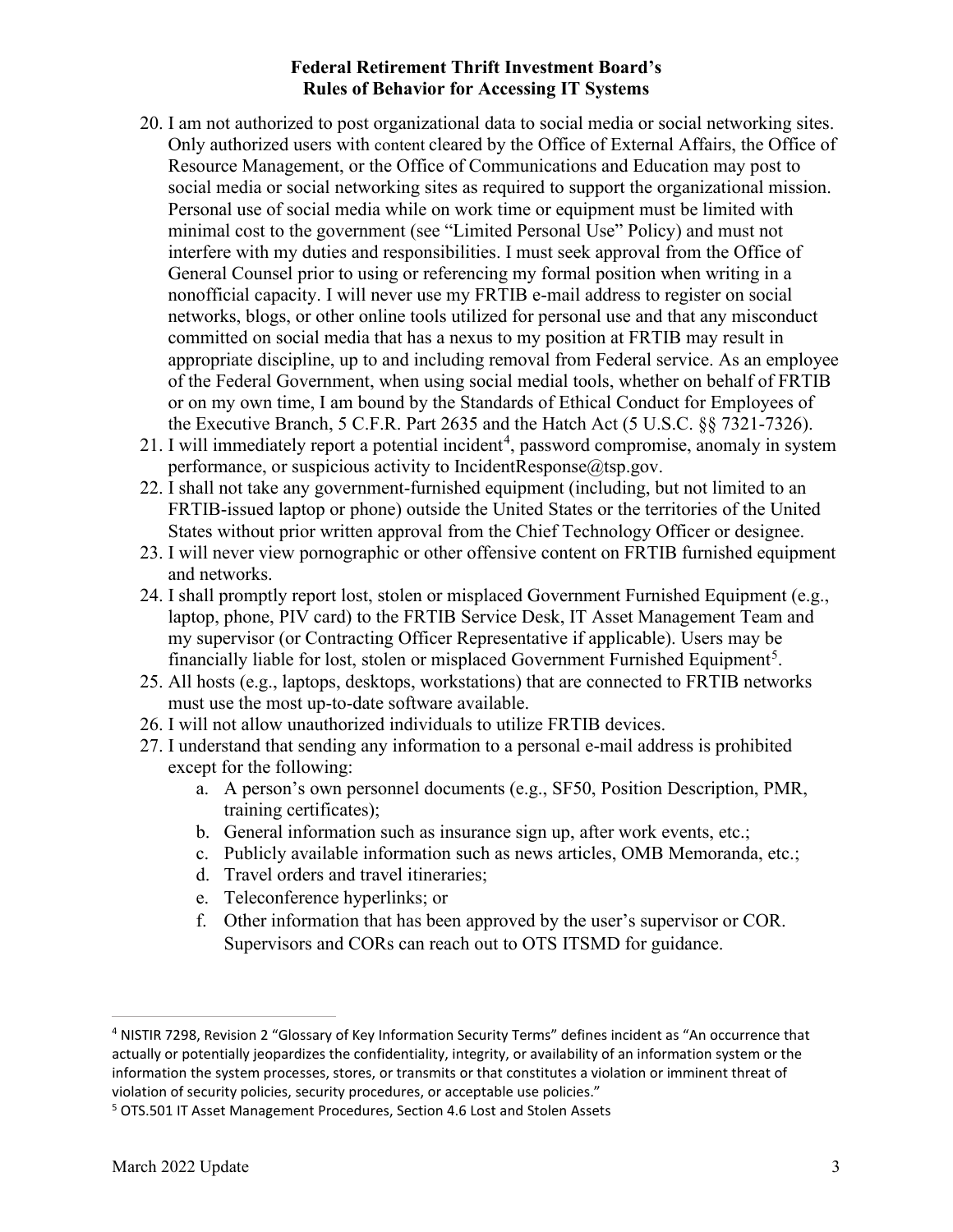20. I am not authorized to post organizational data to social media or social networking sites. Only authorized users with content cleared by the Office of External Affairs, the Office of Resource Management, or the Office of Communications and Education may post to social media or social networking sites as required to support the organizational mission. Personal use of social media while on work time or equipment must be limited with minimal cost to the government (see "Limited Personal Use" Policy) and must not interfere with my duties and responsibilities. I must seek approval from the Office of General Counsel prior to using or referencing my formal position when writing in a nonofficial capacity. I will never use my FRTIB e-mail address to register on social networks, blogs, or other online tools utilized for personal use and that any misconduct committed on social media that has a nexus to my position at FRTIB may result in appropriate discipline, up to and including removal from Federal service. As an employee of the Federal Government, when using social medial tools, whether on behalf of FRTIB or on my own time, I am bound by the Standards of Ethical Conduct for Employees of the Executive Branch, 5 C.F.R. Part 2635 and the Hatch Act (5 U.S.C. §§ 7321-7326).
21. I will immediately report a potential incident[4], password compromise, anomaly in system performance, or suspicious activity to IncidentResponse@tsp.gov.
22. I shall not take any government-furnished equipment (including, but not limited to an FRTIB-issued laptop or phone) outside the United States or the territories of the United States without prior written approval from the Chief Technology Officer or designee.
23. I will never view pornographic or other offensive content on FRTIB furnished equipment and networks.
24. I shall promptly report lost, stolen or misplaced Government Furnished Equipment (e.g., laptop, phone, PIV card) to the FRTIB Service Desk, IT Asset Management Team and my supervisor (or Contracting Officer Representative if applicable). Users may be financially liable for lost, stolen or misplaced Government Furnished Equipment[5].
25. All hosts (e.g., laptops, desktops, workstations) that are connected to FRTIB networks must use the most up-to-date software available.
26. I will not allow unauthorized individuals to utilize FRTIB devices.
27. I understand that sending any information to a personal e-mail address is prohibited except for the following:
    a. A person's own personnel documents (e.g., SF50, Position Description, PMR, training certificates);
    b. General information such as insurance sign up, after work events, etc.;
    c. Publicly available information such as news articles, OMB Memoranda, etc.;
    d. Travel orders and travel itineraries;
    e. Teleconference hyperlinks; or
    f. Other information that has been approved by the user's supervisor or COR. Supervisors and CORs can reach out to OTS ITSMD for guidance.

---

[4] NISTIR 7298, Revision 2 "Glossary of Key Information Security Terms" defines incident as "An occurrence that actually or potentially jeopardizes the confidentiality, integrity, or availability of an information system or the information the system processes, stores, or transmits or that constitutes a violation or imminent threat of violation of security policies, security procedures, or acceptable use policies."

[5] OTS.501 IT Asset Management Procedures, Section 4.6 Lost and Stolen Assets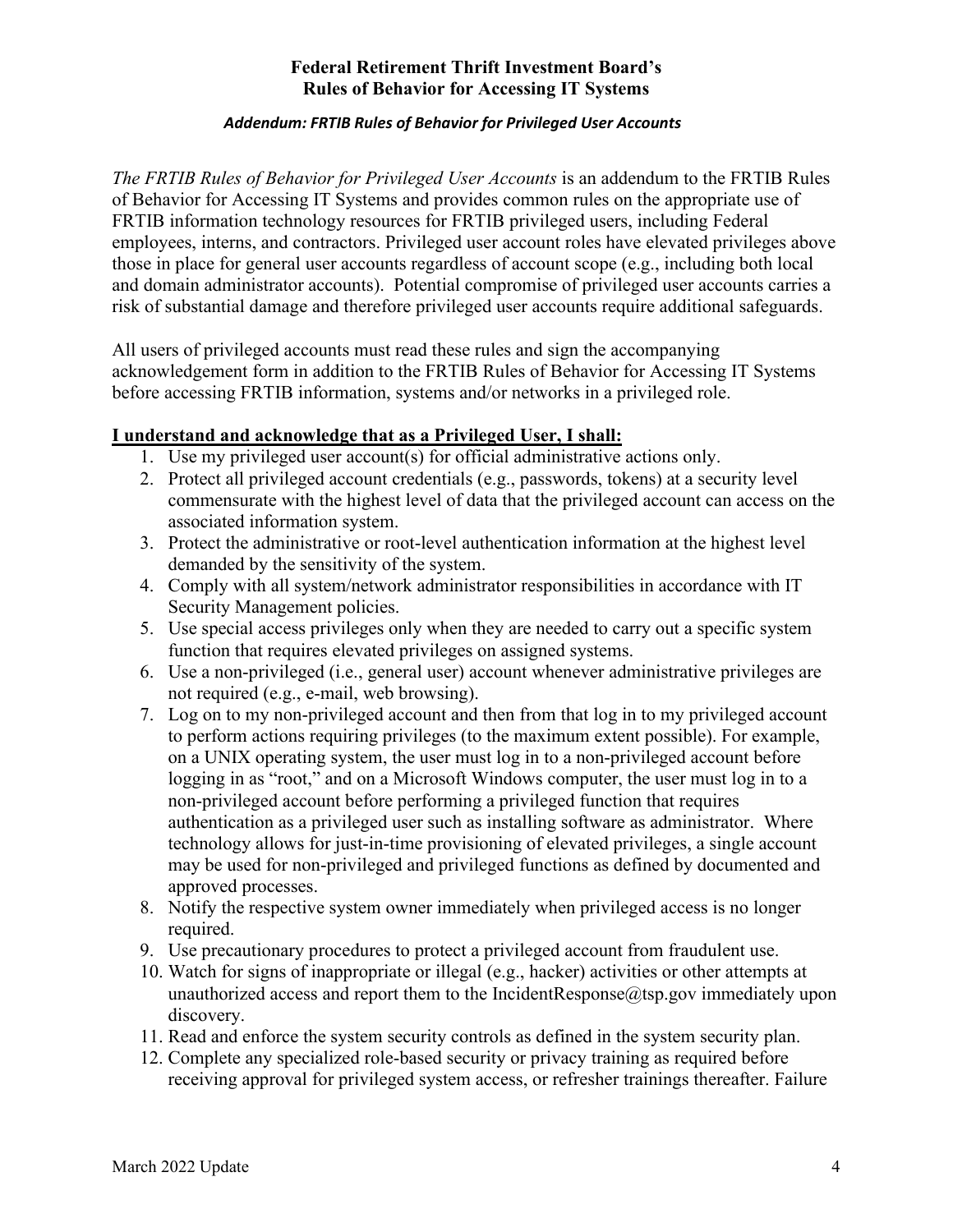**Federal Retirement Thrift Investment Board's**
**Rules of Behavior for Accessing IT Systems**

***Addendum: FRTIB Rules of Behavior for Privileged User Accounts***

*The FRTIB Rules of Behavior for Privileged User Accounts* is an addendum to the FRTIB Rules of Behavior for Accessing IT Systems and provides common rules on the appropriate use of FRTIB information technology resources for FRTIB privileged users, including Federal employees, interns, and contractors. Privileged user account roles have elevated privileges above those in place for general user accounts regardless of account scope (e.g., including both local and domain administrator accounts). Potential compromise of privileged user accounts carries a risk of substantial damage and therefore privileged user accounts require additional safeguards.

All users of privileged accounts must read these rules and sign the accompanying acknowledgement form in addition to the FRTIB Rules of Behavior for Accessing IT Systems before accessing FRTIB information, systems and/or networks in a privileged role.

**I understand and acknowledge that as a Privileged User, I shall:**

1. Use my privileged user account(s) for official administrative actions only.
2. Protect all privileged account credentials (e.g., passwords, tokens) at a security level commensurate with the highest level of data that the privileged account can access on the associated information system.
3. Protect the administrative or root-level authentication information at the highest level demanded by the sensitivity of the system.
4. Comply with all system/network administrator responsibilities in accordance with IT Security Management policies.
5. Use special access privileges only when they are needed to carry out a specific system function that requires elevated privileges on assigned systems.
6. Use a non-privileged (i.e., general user) account whenever administrative privileges are not required (e.g., e-mail, web browsing).
7. Log on to my non-privileged account and then from that log in to my privileged account to perform actions requiring privileges (to the maximum extent possible). For example, on a UNIX operating system, the user must log in to a non-privileged account before logging in as "root," and on a Microsoft Windows computer, the user must log in to a non-privileged account before performing a privileged function that requires authentication as a privileged user such as installing software as administrator. Where technology allows for just-in-time provisioning of elevated privileges, a single account may be used for non-privileged and privileged functions as defined by documented and approved processes.
8. Notify the respective system owner immediately when privileged access is no longer required.
9. Use precautionary procedures to protect a privileged account from fraudulent use.
10. Watch for signs of inappropriate or illegal (e.g., hacker) activities or other attempts at unauthorized access and report them to the IncidentResponse@tsp.gov immediately upon discovery.
11. Read and enforce the system security controls as defined in the system security plan.
12. Complete any specialized role-based security or privacy training as required before receiving approval for privileged system access, or refresher trainings thereafter. Failure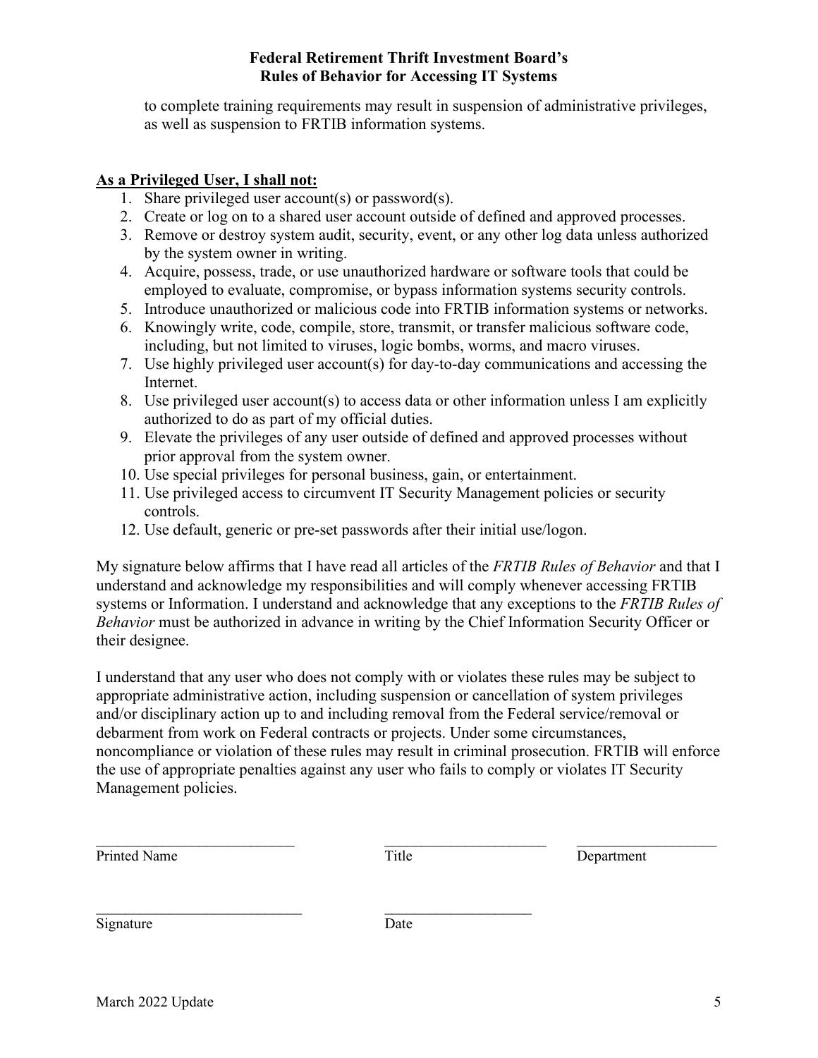to complete training requirements may result in suspension of administrative privileges, as well as suspension to FRTIB information systems.

**<u>As a Privileged User, I shall not:</u>**

1. Share privileged user account(s) or password(s).
2. Create or log on to a shared user account outside of defined and approved processes.
3. Remove or destroy system audit, security, event, or any other log data unless authorized by the system owner in writing.
4. Acquire, possess, trade, or use unauthorized hardware or software tools that could be employed to evaluate, compromise, or bypass information systems security controls.
5. Introduce unauthorized or malicious code into FRTIB information systems or networks.
6. Knowingly write, code, compile, store, transmit, or transfer malicious software code, including, but not limited to viruses, logic bombs, worms, and macro viruses.
7. Use highly privileged user account(s) for day-to-day communications and accessing the Internet.
8. Use privileged user account(s) to access data or other information unless I am explicitly authorized to do as part of my official duties.
9. Elevate the privileges of any user outside of defined and approved processes without prior approval from the system owner.
10. Use special privileges for personal business, gain, or entertainment.
11. Use privileged access to circumvent IT Security Management policies or security controls.
12. Use default, generic or pre-set passwords after their initial use/logon.

My signature below affirms that I have read all articles of the *FRTIB Rules of Behavior* and that I understand and acknowledge my responsibilities and will comply whenever accessing FRTIB systems or Information. I understand and acknowledge that any exceptions to the *FRTIB Rules of Behavior* must be authorized in advance in writing by the Chief Information Security Officer or their designee.

I understand that any user who does not comply with or violates these rules may be subject to appropriate administrative action, including suspension or cancellation of system privileges and/or disciplinary action up to and including removal from the Federal service/removal or debarment from work on Federal contracts or projects. Under some circumstances, noncompliance or violation of these rules may result in criminal prosecution. FRTIB will enforce the use of appropriate penalties against any user who fails to comply or violates IT Security Management policies.

\_\_\_\_\_\_\_\_\_\_\_\_\_\_\_\_\_\_\_\_\_\_\_\_\_\_\_\_ \_\_\_\_\_\_\_\_\_\_\_\_\_\_\_\_\_\_\_\_\_\_\_ \_\_\_\_\_\_\_\_\_\_\_\_\_\_\_\_\_\_\_\_
Printed Name Title Department

\_\_\_\_\_\_\_\_\_\_\_\_\_\_\_\_\_\_\_\_\_\_\_\_\_\_\_\_ \_\_\_\_\_\_\_\_\_\_\_\_\_\_\_\_\_\_\_\_\_
Signature Date

March 2022 Update